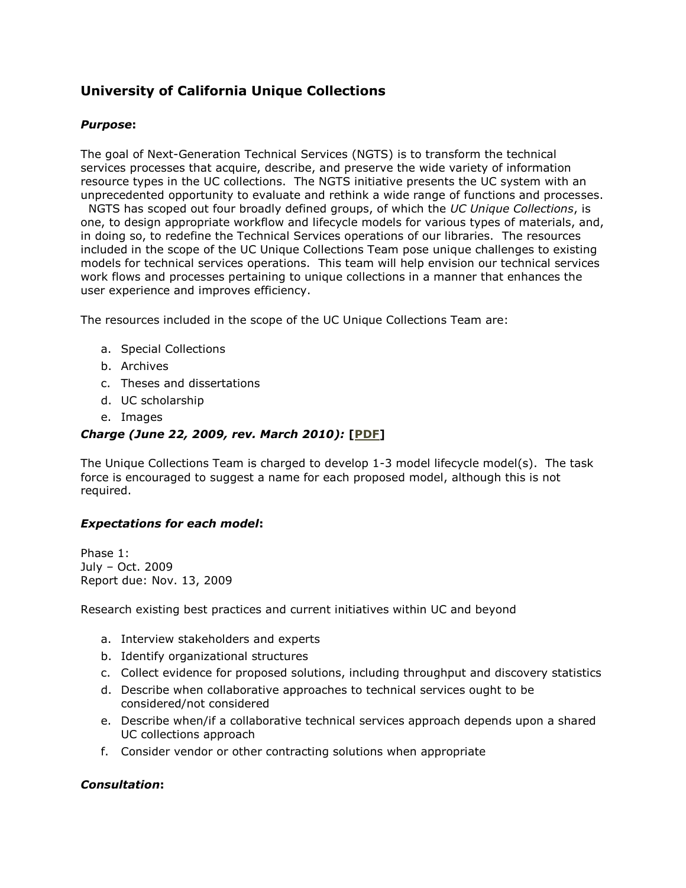## University of California Unique Collections

### *Purpose*:

The goal of Next-Generation Technical Services (NGTS) is to transform the technical services processes that acquire, describe, and preserve the wide variety of information resource types in the UC collections. The NGTS initiative presents the UC system with an unprecedented opportunity to evaluate and rethink a wide range of functions and processes. NGTS has scoped out four broadly defined groups, of which the *UC Unique Collections*, is one, to design appropriate workflow and lifecycle models for various types of materials, and, in doing so, to redefine the Technical Services operations of our libraries. The resources included in the scope of the UC Unique Collections Team pose unique challenges to existing models for technical services operations. This team will help envision our technical services work flows and processes pertaining to unique collections in a manner that enhances the user experience and improves efficiency.

The resources included in the scope of the UC Unique Collections Team are:

a. Special Collections
b. Archives
c. Theses and dissertations
d. UC scholarship
e. Images

### *Charge (June 22, 2009, rev. March 2010):* [PDF]

The Unique Collections Team is charged to develop 1-3 model lifecycle model(s). The task force is encouraged to suggest a name for each proposed model, although this is not required.

### *Expectations for each model*:

Phase 1:
July – Oct. 2009
Report due: Nov. 13, 2009

Research existing best practices and current initiatives within UC and beyond

a. Interview stakeholders and experts
b. Identify organizational structures
c. Collect evidence for proposed solutions, including throughput and discovery statistics
d. Describe when collaborative approaches to technical services ought to be considered/not considered
e. Describe when/if a collaborative technical services approach depends upon a shared UC collections approach
f. Consider vendor or other contracting solutions when appropriate

### *Consultation*: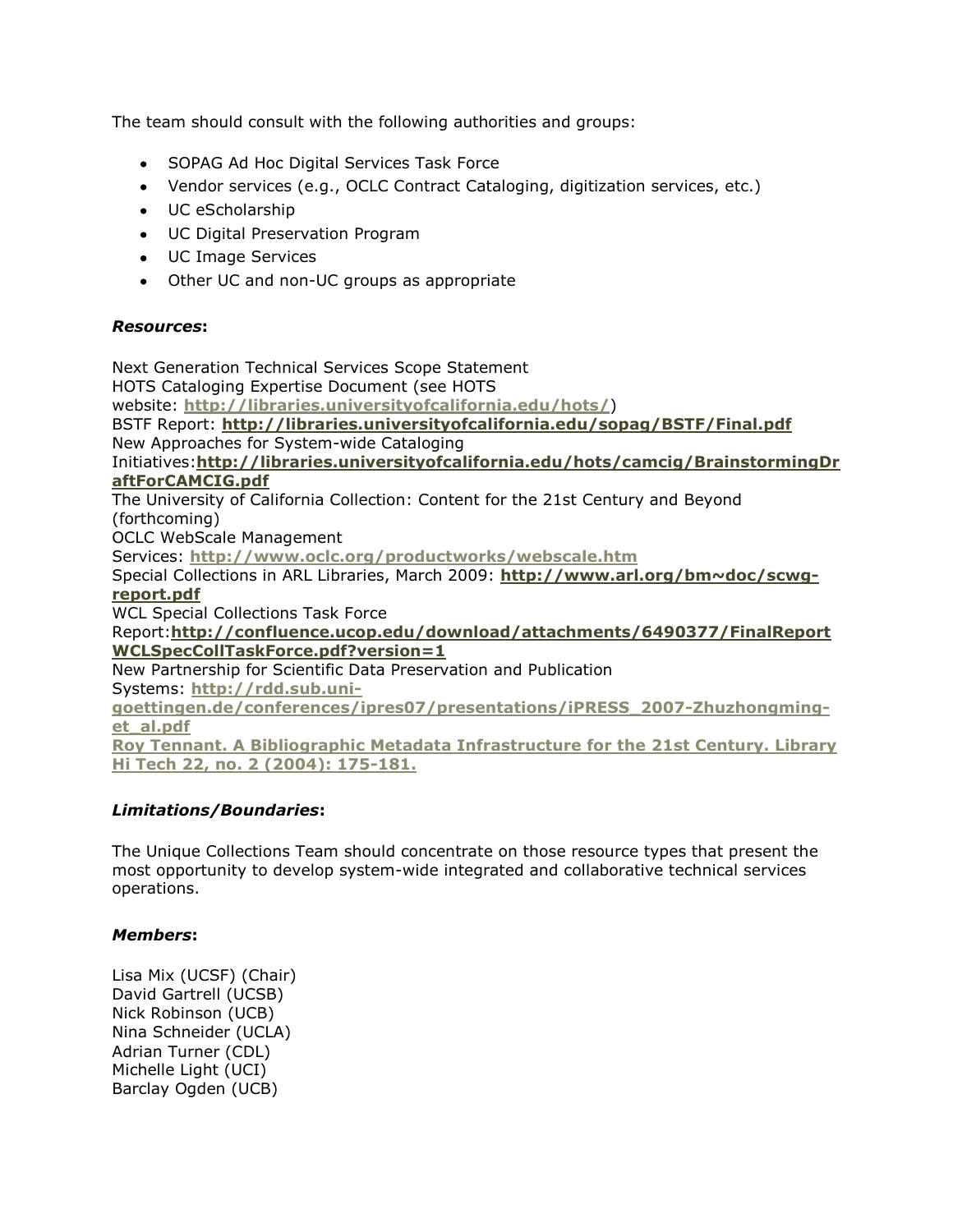The team should consult with the following authorities and groups:

- SOPAG Ad Hoc Digital Services Task Force
- Vendor services (e.g., OCLC Contract Cataloging, digitization services, etc.)
- UC eScholarship
- UC Digital Preservation Program
- UC Image Services
- Other UC and non-UC groups as appropriate

***Resources*:**

Next Generation Technical Services Scope Statement
HOTS Cataloging Expertise Document (see HOTS website: **http://libraries.universityofcalifornia.edu/hots/**)
BSTF Report: **http://libraries.universityofcalifornia.edu/sopag/BSTF/Final.pdf**
New Approaches for System-wide Cataloging Initiatives:**http://libraries.universityofcalifornia.edu/hots/camcig/BrainstormingDraftForCAMCIG.pdf**
The University of California Collection: Content for the 21st Century and Beyond (forthcoming)
OCLC WebScale Management Services: **http://www.oclc.org/productworks/webscale.htm**
Special Collections in ARL Libraries, March 2009: **http://www.arl.org/bm~doc/scwg-report.pdf**
WCL Special Collections Task Force Report:**http://confluence.ucop.edu/download/attachments/6490377/FinalReportWCLSpecCollTaskForce.pdf?version=1**
New Partnership for Scientific Data Preservation and Publication Systems: **http://rdd.sub.uni-goettingen.de/conferences/ipres07/presentations/iPRESS_2007-Zhuzhongming-et_al.pdf**
**Roy Tennant. A Bibliographic Metadata Infrastructure for the 21st Century. Library Hi Tech 22, no. 2 (2004): 175-181.**

***Limitations/Boundaries*:**

The Unique Collections Team should concentrate on those resource types that present the most opportunity to develop system-wide integrated and collaborative technical services operations.

***Members*:**

Lisa Mix (UCSF) (Chair)
David Gartrell (UCSB)
Nick Robinson (UCB)
Nina Schneider (UCLA)
Adrian Turner (CDL)
Michelle Light (UCI)
Barclay Ogden (UCB)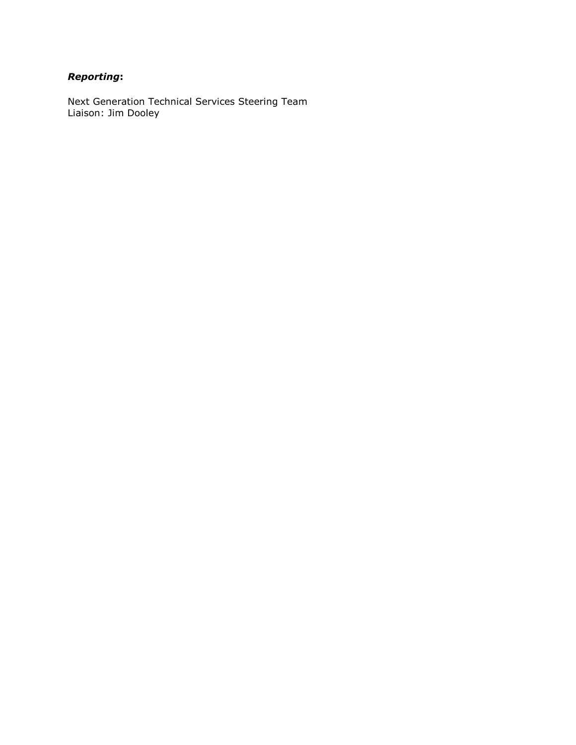***Reporting*:**

Next Generation Technical Services Steering Team
Liaison: Jim Dooley